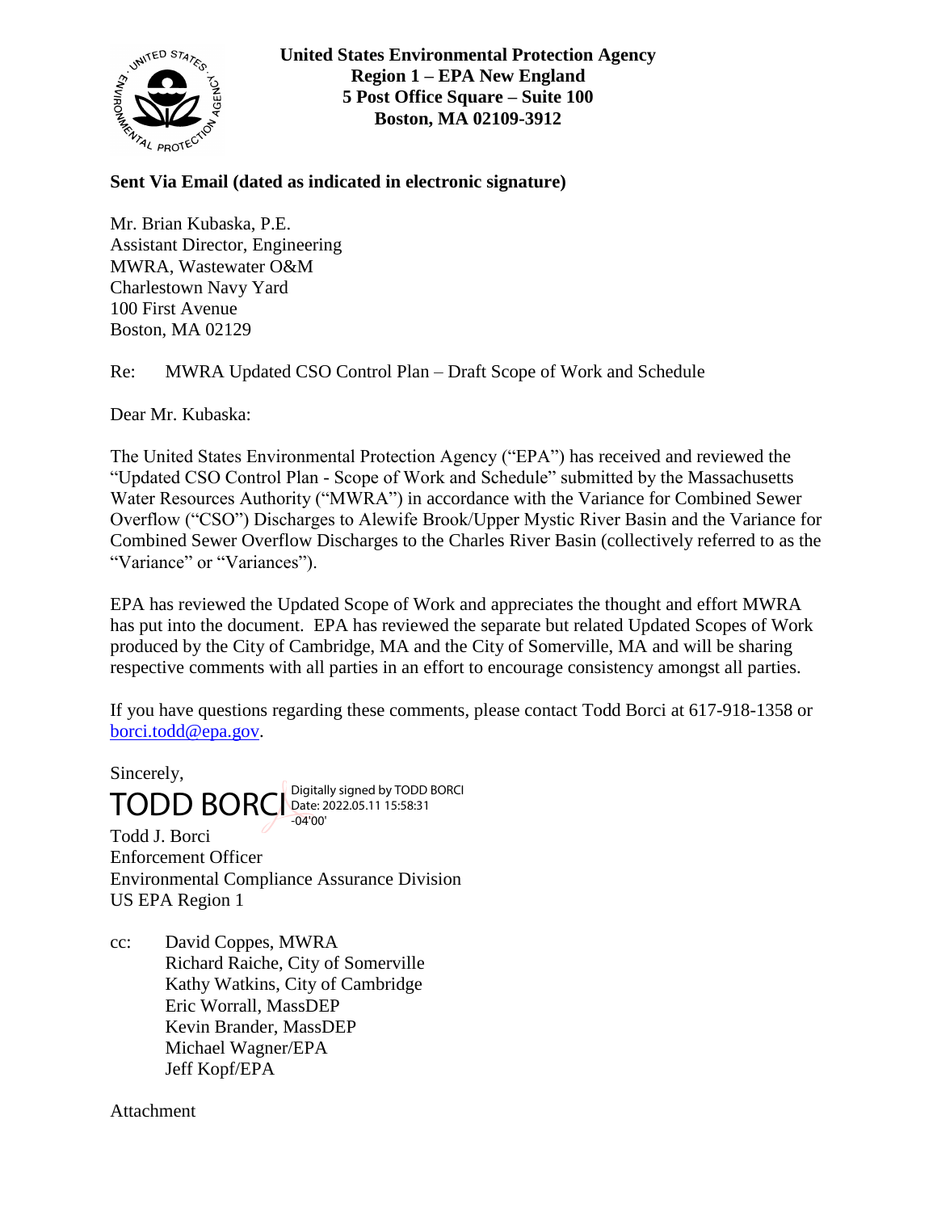**United States Environmental Protection Agency**
**Region 1 – EPA New England**
**5 Post Office Square – Suite 100**
**Boston, MA 02109-3912**

**Sent Via Email (dated as indicated in electronic signature)**

Mr. Brian Kubaska, P.E.
Assistant Director, Engineering
MWRA, Wastewater O&M
Charlestown Navy Yard
100 First Avenue
Boston, MA 02129

Re: MWRA Updated CSO Control Plan – Draft Scope of Work and Schedule

Dear Mr. Kubaska:

The United States Environmental Protection Agency ("EPA") has received and reviewed the "Updated CSO Control Plan - Scope of Work and Schedule" submitted by the Massachusetts Water Resources Authority ("MWRA") in accordance with the Variance for Combined Sewer Overflow ("CSO") Discharges to Alewife Brook/Upper Mystic River Basin and the Variance for Combined Sewer Overflow Discharges to the Charles River Basin (collectively referred to as the "Variance" or "Variances").

EPA has reviewed the Updated Scope of Work and appreciates the thought and effort MWRA has put into the document. EPA has reviewed the separate but related Updated Scopes of Work produced by the City of Cambridge, MA and the City of Somerville, MA and will be sharing respective comments with all parties in an effort to encourage consistency amongst all parties.

If you have questions regarding these comments, please contact Todd Borci at 617-918-1358 or borci.todd@epa.gov.

Sincerely,

TODD BORCI
Digitally signed by TODD BORCI
Date: 2022.05.11 15:58:31 -04'00'

Todd J. Borci
Enforcement Officer
Environmental Compliance Assurance Division
US EPA Region 1

cc: David Coppes, MWRA
Richard Raiche, City of Somerville
Kathy Watkins, City of Cambridge
Eric Worrall, MassDEP
Kevin Brander, MassDEP
Michael Wagner/EPA
Jeff Kopf/EPA

Attachment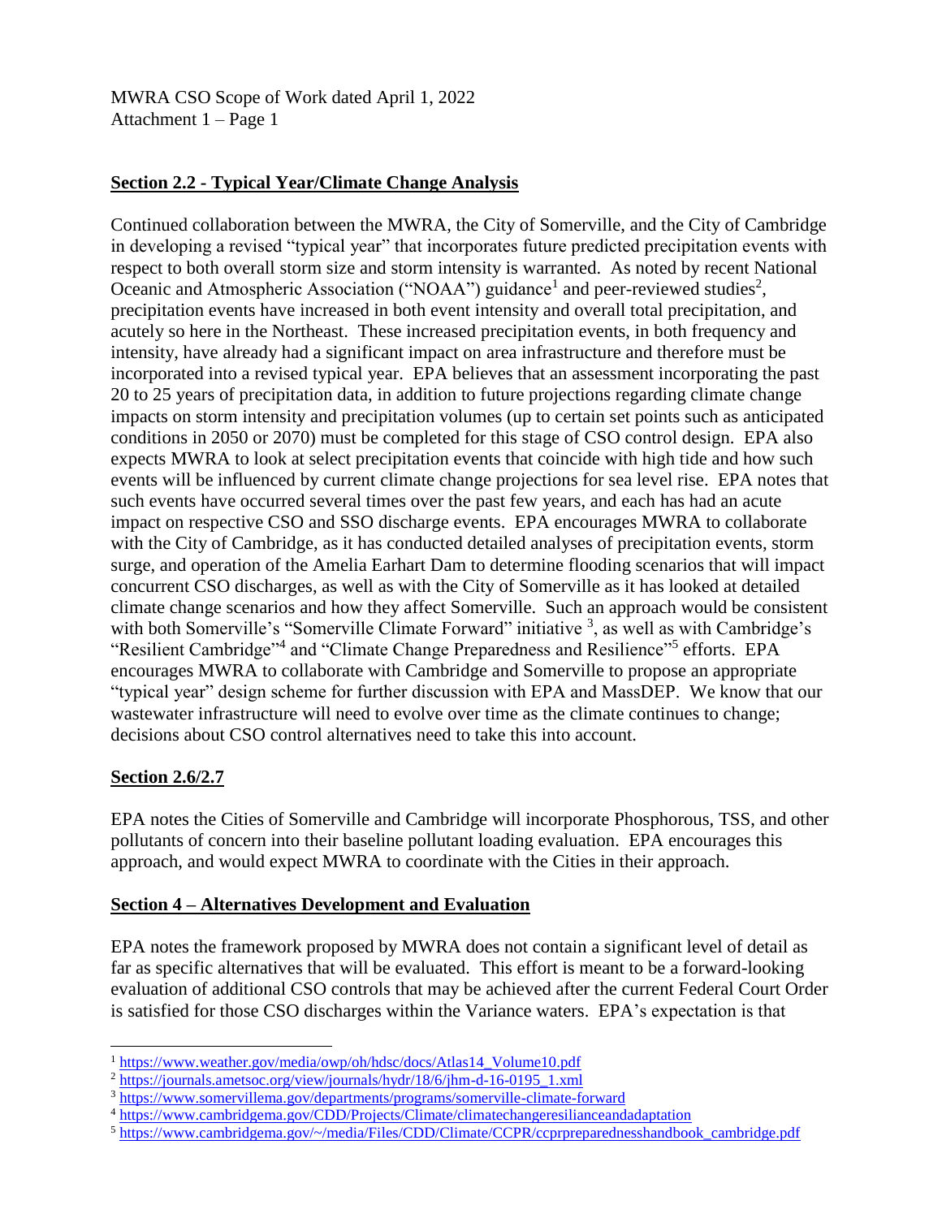MWRA CSO Scope of Work dated April 1, 2022
Attachment 1 – Page 1

## Section 2.2 - Typical Year/Climate Change Analysis

Continued collaboration between the MWRA, the City of Somerville, and the City of Cambridge in developing a revised "typical year" that incorporates future predicted precipitation events with respect to both overall storm size and storm intensity is warranted. As noted by recent National Oceanic and Atmospheric Association ("NOAA") guidance[1] and peer-reviewed studies[2], precipitation events have increased in both event intensity and overall total precipitation, and acutely so here in the Northeast. These increased precipitation events, in both frequency and intensity, have already had a significant impact on area infrastructure and therefore must be incorporated into a revised typical year. EPA believes that an assessment incorporating the past 20 to 25 years of precipitation data, in addition to future projections regarding climate change impacts on storm intensity and precipitation volumes (up to certain set points such as anticipated conditions in 2050 or 2070) must be completed for this stage of CSO control design. EPA also expects MWRA to look at select precipitation events that coincide with high tide and how such events will be influenced by current climate change projections for sea level rise. EPA notes that such events have occurred several times over the past few years, and each has had an acute impact on respective CSO and SSO discharge events. EPA encourages MWRA to collaborate with the City of Cambridge, as it has conducted detailed analyses of precipitation events, storm surge, and operation of the Amelia Earhart Dam to determine flooding scenarios that will impact concurrent CSO discharges, as well as with the City of Somerville as it has looked at detailed climate change scenarios and how they affect Somerville. Such an approach would be consistent with both Somerville's "Somerville Climate Forward" initiative [3], as well as with Cambridge's "Resilient Cambridge"[4] and "Climate Change Preparedness and Resilience"[5] efforts. EPA encourages MWRA to collaborate with Cambridge and Somerville to propose an appropriate "typical year" design scheme for further discussion with EPA and MassDEP. We know that our wastewater infrastructure will need to evolve over time as the climate continues to change; decisions about CSO control alternatives need to take this into account.

## Section 2.6/2.7

EPA notes the Cities of Somerville and Cambridge will incorporate Phosphorous, TSS, and other pollutants of concern into their baseline pollutant loading evaluation. EPA encourages this approach, and would expect MWRA to coordinate with the Cities in their approach.

## Section 4 – Alternatives Development and Evaluation

EPA notes the framework proposed by MWRA does not contain a significant level of detail as far as specific alternatives that will be evaluated. This effort is meant to be a forward-looking evaluation of additional CSO controls that may be achieved after the current Federal Court Order is satisfied for those CSO discharges within the Variance waters. EPA's expectation is that

---

[1] https://www.weather.gov/media/owp/oh/hdsc/docs/Atlas14_Volume10.pdf
[2] https://journals.ametsoc.org/view/journals/hydr/18/6/jhm-d-16-0195_1.xml
[3] https://www.somervillema.gov/departments/programs/somerville-climate-forward
[4] https://www.cambridgema.gov/CDD/Projects/Climate/climatechangeresilianceandadaptation
[5] https://www.cambridgema.gov/~/media/Files/CDD/Climate/CCPR/ccprpreparednesshandbook_cambridge.pdf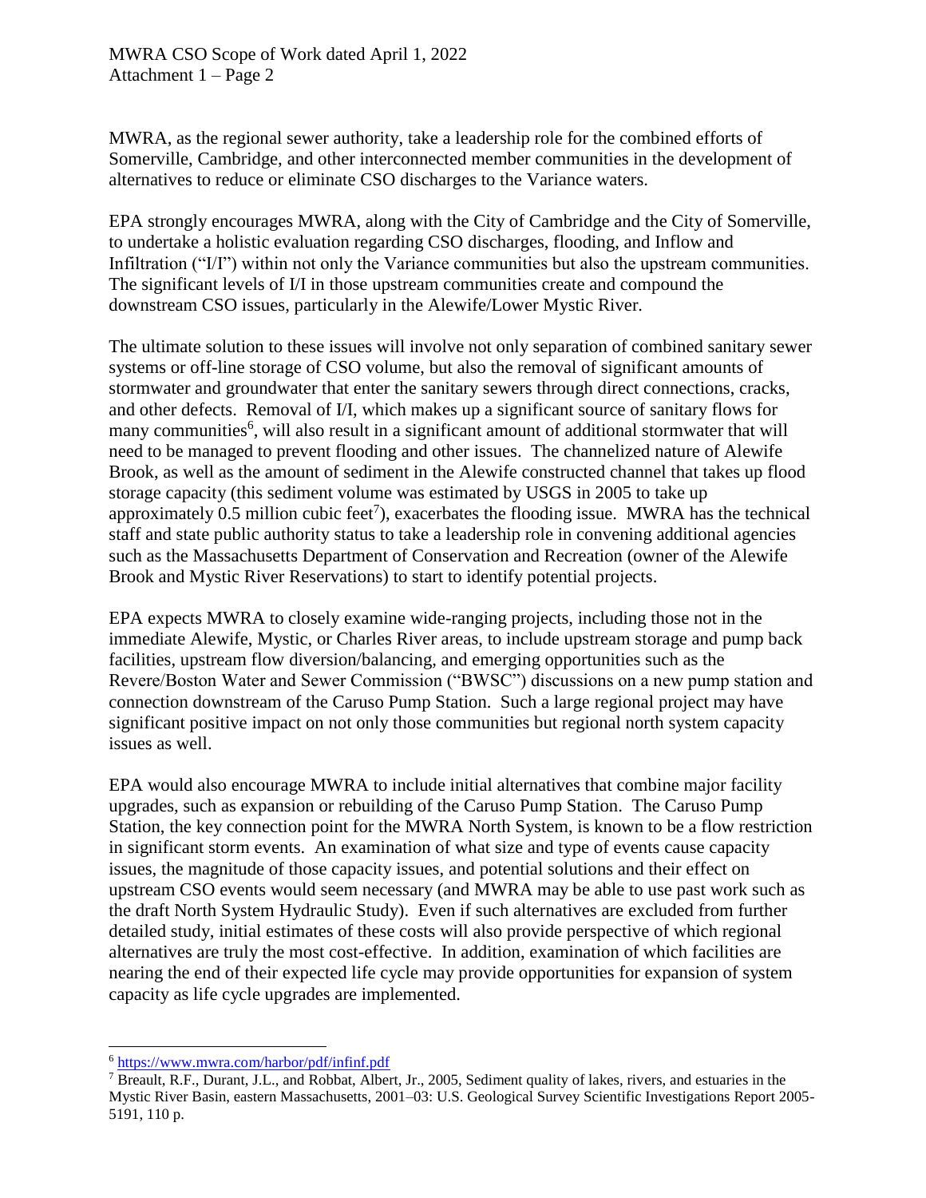MWRA, as the regional sewer authority, take a leadership role for the combined efforts of Somerville, Cambridge, and other interconnected member communities in the development of alternatives to reduce or eliminate CSO discharges to the Variance waters.

EPA strongly encourages MWRA, along with the City of Cambridge and the City of Somerville, to undertake a holistic evaluation regarding CSO discharges, flooding, and Inflow and Infiltration ("I/I") within not only the Variance communities but also the upstream communities. The significant levels of I/I in those upstream communities create and compound the downstream CSO issues, particularly in the Alewife/Lower Mystic River.

The ultimate solution to these issues will involve not only separation of combined sanitary sewer systems or off-line storage of CSO volume, but also the removal of significant amounts of stormwater and groundwater that enter the sanitary sewers through direct connections, cracks, and other defects. Removal of I/I, which makes up a significant source of sanitary flows for many communities[6], will also result in a significant amount of additional stormwater that will need to be managed to prevent flooding and other issues. The channelized nature of Alewife Brook, as well as the amount of sediment in the Alewife constructed channel that takes up flood storage capacity (this sediment volume was estimated by USGS in 2005 to take up approximately 0.5 million cubic feet[7]), exacerbates the flooding issue. MWRA has the technical staff and state public authority status to take a leadership role in convening additional agencies such as the Massachusetts Department of Conservation and Recreation (owner of the Alewife Brook and Mystic River Reservations) to start to identify potential projects.

EPA expects MWRA to closely examine wide-ranging projects, including those not in the immediate Alewife, Mystic, or Charles River areas, to include upstream storage and pump back facilities, upstream flow diversion/balancing, and emerging opportunities such as the Revere/Boston Water and Sewer Commission ("BWSC") discussions on a new pump station and connection downstream of the Caruso Pump Station. Such a large regional project may have significant positive impact on not only those communities but regional north system capacity issues as well.

EPA would also encourage MWRA to include initial alternatives that combine major facility upgrades, such as expansion or rebuilding of the Caruso Pump Station. The Caruso Pump Station, the key connection point for the MWRA North System, is known to be a flow restriction in significant storm events. An examination of what size and type of events cause capacity issues, the magnitude of those capacity issues, and potential solutions and their effect on upstream CSO events would seem necessary (and MWRA may be able to use past work such as the draft North System Hydraulic Study). Even if such alternatives are excluded from further detailed study, initial estimates of these costs will also provide perspective of which regional alternatives are truly the most cost-effective. In addition, examination of which facilities are nearing the end of their expected life cycle may provide opportunities for expansion of system capacity as life cycle upgrades are implemented.

---

[6] https://www.mwra.com/harbor/pdf/infinf.pdf

[7] Breault, R.F., Durant, J.L., and Robbat, Albert, Jr., 2005, Sediment quality of lakes, rivers, and estuaries in the Mystic River Basin, eastern Massachusetts, 2001–03: U.S. Geological Survey Scientific Investigations Report 2005-5191, 110 p.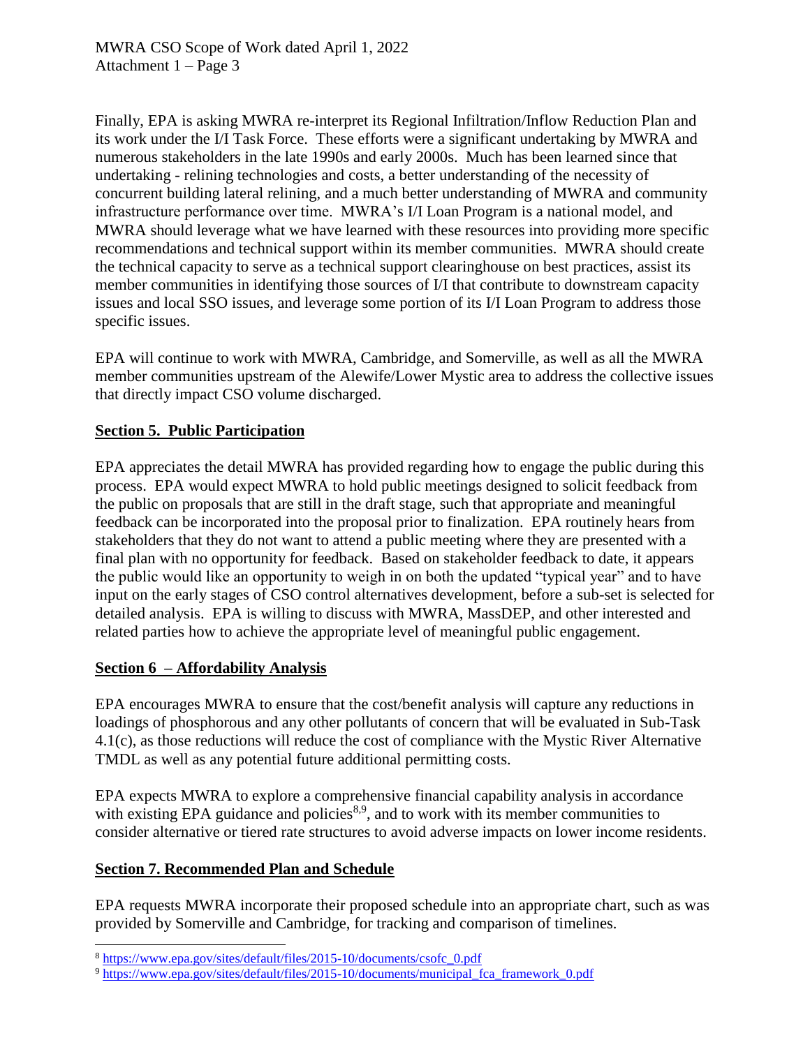Finally, EPA is asking MWRA re-interpret its Regional Infiltration/Inflow Reduction Plan and its work under the I/I Task Force. These efforts were a significant undertaking by MWRA and numerous stakeholders in the late 1990s and early 2000s. Much has been learned since that undertaking - relining technologies and costs, a better understanding of the necessity of concurrent building lateral relining, and a much better understanding of MWRA and community infrastructure performance over time. MWRA's I/I Loan Program is a national model, and MWRA should leverage what we have learned with these resources into providing more specific recommendations and technical support within its member communities. MWRA should create the technical capacity to serve as a technical support clearinghouse on best practices, assist its member communities in identifying those sources of I/I that contribute to downstream capacity issues and local SSO issues, and leverage some portion of its I/I Loan Program to address those specific issues.

EPA will continue to work with MWRA, Cambridge, and Somerville, as well as all the MWRA member communities upstream of the Alewife/Lower Mystic area to address the collective issues that directly impact CSO volume discharged.

## Section 5. Public Participation

EPA appreciates the detail MWRA has provided regarding how to engage the public during this process. EPA would expect MWRA to hold public meetings designed to solicit feedback from the public on proposals that are still in the draft stage, such that appropriate and meaningful feedback can be incorporated into the proposal prior to finalization. EPA routinely hears from stakeholders that they do not want to attend a public meeting where they are presented with a final plan with no opportunity for feedback. Based on stakeholder feedback to date, it appears the public would like an opportunity to weigh in on both the updated "typical year" and to have input on the early stages of CSO control alternatives development, before a sub-set is selected for detailed analysis. EPA is willing to discuss with MWRA, MassDEP, and other interested and related parties how to achieve the appropriate level of meaningful public engagement.

## Section 6 – Affordability Analysis

EPA encourages MWRA to ensure that the cost/benefit analysis will capture any reductions in loadings of phosphorous and any other pollutants of concern that will be evaluated in Sub-Task 4.1(c), as those reductions will reduce the cost of compliance with the Mystic River Alternative TMDL as well as any potential future additional permitting costs.

EPA expects MWRA to explore a comprehensive financial capability analysis in accordance with existing EPA guidance and policies[8,9], and to work with its member communities to consider alternative or tiered rate structures to avoid adverse impacts on lower income residents.

## Section 7. Recommended Plan and Schedule

EPA requests MWRA incorporate their proposed schedule into an appropriate chart, such as was provided by Somerville and Cambridge, for tracking and comparison of timelines.

---

[8] https://www.epa.gov/sites/default/files/2015-10/documents/csofc_0.pdf

[9] https://www.epa.gov/sites/default/files/2015-10/documents/municipal_fca_framework_0.pdf